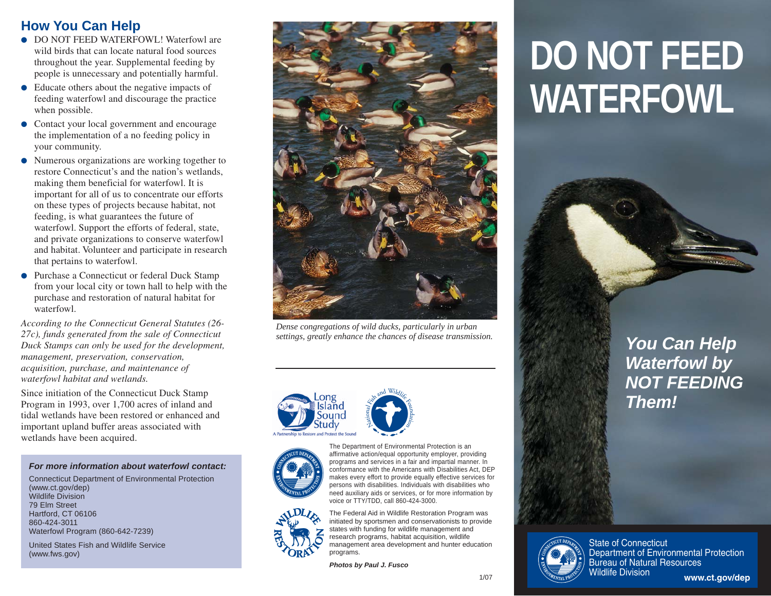## How You Can Help

- DO NOT FEED WATERFOWL! Waterfowl are wild birds that can locate natural food sources throughout the year. Supplemental feeding by people is unnecessary and potentially harmful.
- Educate others about the negative impacts of feeding waterfowl and discourage the practice when possible.
- Contact your local government and encourage the implementation of a no feeding policy in your community.
- Numerous organizations are working together to restore Connecticut's and the nation's wetlands, making them beneficial for waterfowl. It is important for all of us to concentrate our efforts on these types of projects because habitat, not feeding, is what guarantees the future of waterfowl. Support the efforts of federal, state, and private organizations to conserve waterfowl and habitat. Volunteer and participate in research that pertains to waterfowl.
- Purchase a Connecticut or federal Duck Stamp from your local city or town hall to help with the purchase and restoration of natural habitat for waterfowl.

*According to the Connecticut General Statutes (26-27c), funds generated from the sale of Connecticut Duck Stamps can only be used for the development, management, preservation, conservation, acquisition, purchase, and maintenance of waterfowl habitat and wetlands.*

Since initiation of the Connecticut Duck Stamp Program in 1993, over 1,700 acres of inland and tidal wetlands have been restored or enhanced and important upland buffer areas associated with wetlands have been acquired.

***For more information about waterfowl contact:***

Connecticut Department of Environmental Protection
(www.ct.gov/dep)
Wildlife Division
79 Elm Street
Hartford, CT 06106
860-424-3011
Waterfowl Program (860-642-7239)

United States Fish and Wildlife Service
(www.fws.gov)

*Dense congregations of wild ducks, particularly in urban settings, greatly enhance the chances of disease transmission.*

Long Island Sound Study — A Partnership to Restore and Protect the Sound

National Fish and Wildlife Foundation

The Department of Environmental Protection is an affirmative action/equal opportunity employer, providing programs and services in a fair and impartial manner. In conformance with the Americans with Disabilities Act, DEP makes every effort to provide equally effective services for persons with disabilities. Individuals with disabilities who need auxiliary aids or services, or for more information by voice or TTY/TDD, call 860-424-3000.

The Federal Aid in Wildlife Restoration Program was initiated by sportsmen and conservationists to provide states with funding for wildlife management and research programs, habitat acquisition, wildlife management area development and hunter education programs.

***Photos by Paul J. Fusco***

1/07

# DO NOT FEED WATERFOWL

***You Can Help Waterfowl by NOT FEEDING Them!***

State of Connecticut
Department of Environmental Protection
Bureau of Natural Resources
Wildlife Division

**www.ct.gov/dep**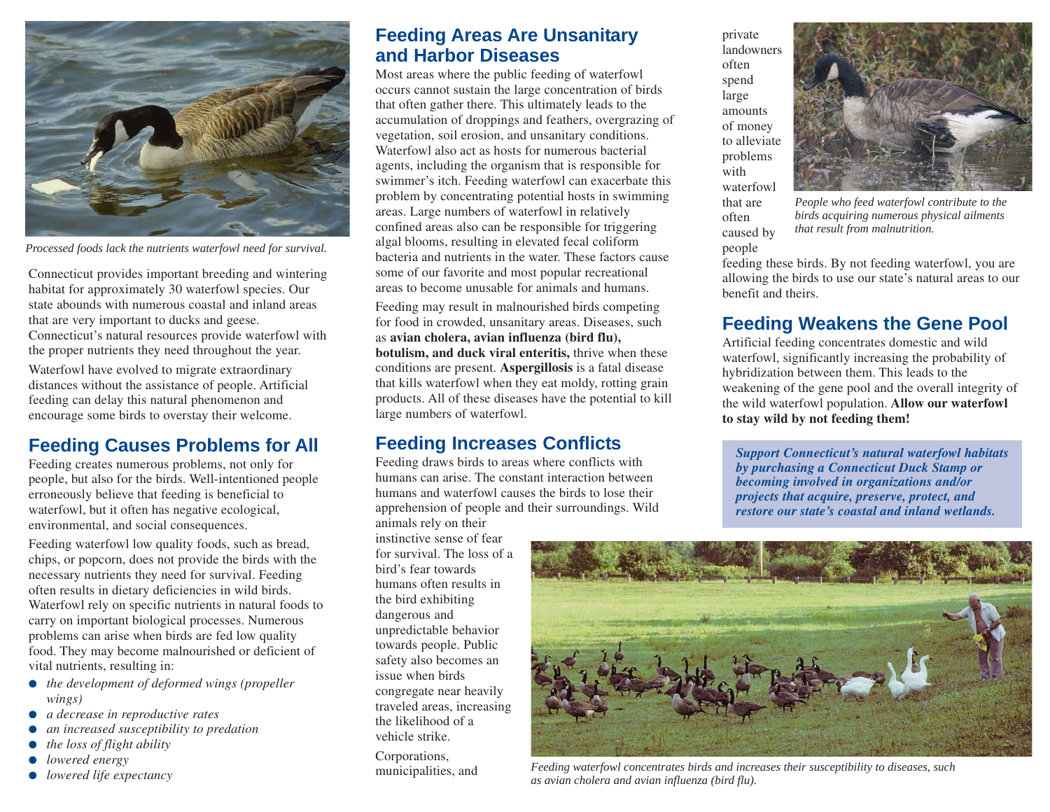*Processed foods lack the nutrients waterfowl need for survival.*

Connecticut provides important breeding and wintering habitat for approximately 30 waterfowl species. Our state abounds with numerous coastal and inland areas that are very important to ducks and geese. Connecticut's natural resources provide waterfowl with the proper nutrients they need throughout the year.

Waterfowl have evolved to migrate extraordinary distances without the assistance of people. Artificial feeding can delay this natural phenomenon and encourage some birds to overstay their welcome.

## Feeding Causes Problems for All

Feeding creates numerous problems, not only for people, but also for the birds. Well-intentioned people erroneously believe that feeding is beneficial to waterfowl, but it often has negative ecological, environmental, and social consequences.

Feeding waterfowl low quality foods, such as bread, chips, or popcorn, does not provide the birds with the necessary nutrients they need for survival. Feeding often results in dietary deficiencies in wild birds. Waterfowl rely on specific nutrients in natural foods to carry on important biological processes. Numerous problems can arise when birds are fed low quality food. They may become malnourished or deficient of vital nutrients, resulting in:

- *the development of deformed wings (propeller wings)*
- *a decrease in reproductive rates*
- *an increased susceptibility to predation*
- *the loss of flight ability*
- *lowered energy*
- *lowered life expectancy*

## Feeding Areas Are Unsanitary and Harbor Diseases

Most areas where the public feeding of waterfowl occurs cannot sustain the large concentration of birds that often gather there. This ultimately leads to the accumulation of droppings and feathers, overgrazing of vegetation, soil erosion, and unsanitary conditions. Waterfowl also act as hosts for numerous bacterial agents, including the organism that is responsible for swimmer's itch. Feeding waterfowl can exacerbate this problem by concentrating potential hosts in swimming areas. Large numbers of waterfowl in relatively confined areas also can be responsible for triggering algal blooms, resulting in elevated fecal coliform bacteria and nutrients in the water. These factors cause some of our favorite and most popular recreational areas to become unusable for animals and humans.

Feeding may result in malnourished birds competing for food in crowded, unsanitary areas. Diseases, such as **avian cholera, avian influenza (bird flu), botulism, and duck viral enteritis,** thrive when these conditions are present. **Aspergillosis** is a fatal disease that kills waterfowl when they eat moldy, rotting grain products. All of these diseases have the potential to kill large numbers of waterfowl.

## Feeding Increases Conflicts

Feeding draws birds to areas where conflicts with humans can arise. The constant interaction between humans and waterfowl causes the birds to lose their apprehension of people and their surroundings. Wild animals rely on their instinctive sense of fear for survival. The loss of a bird's fear towards humans often results in the bird exhibiting dangerous and unpredictable behavior towards people. Public safety also becomes an issue when birds congregate near heavily traveled areas, increasing the likelihood of a vehicle strike.

Corporations, municipalities, and private landowners often spend large amounts of money to alleviate problems with waterfowl that are often caused by people feeding these birds. By not feeding waterfowl, you are allowing the birds to use our state's natural areas to our benefit and theirs.

*People who feed waterfowl contribute to the birds acquiring numerous physical ailments that result from malnutrition.*

## Feeding Weakens the Gene Pool

Artificial feeding concentrates domestic and wild waterfowl, significantly increasing the probability of hybridization between them. This leads to the weakening of the gene pool and the overall integrity of the wild waterfowl population. **Allow our waterfowl to stay wild by not feeding them!**

***Support Connecticut's natural waterfowl habitats by purchasing a Connecticut Duck Stamp or becoming involved in organizations and/or projects that acquire, preserve, protect, and restore our state's coastal and inland wetlands.***

*Feeding waterfowl concentrates birds and increases their susceptibility to diseases, such as avian cholera and avian influenza (bird flu).*